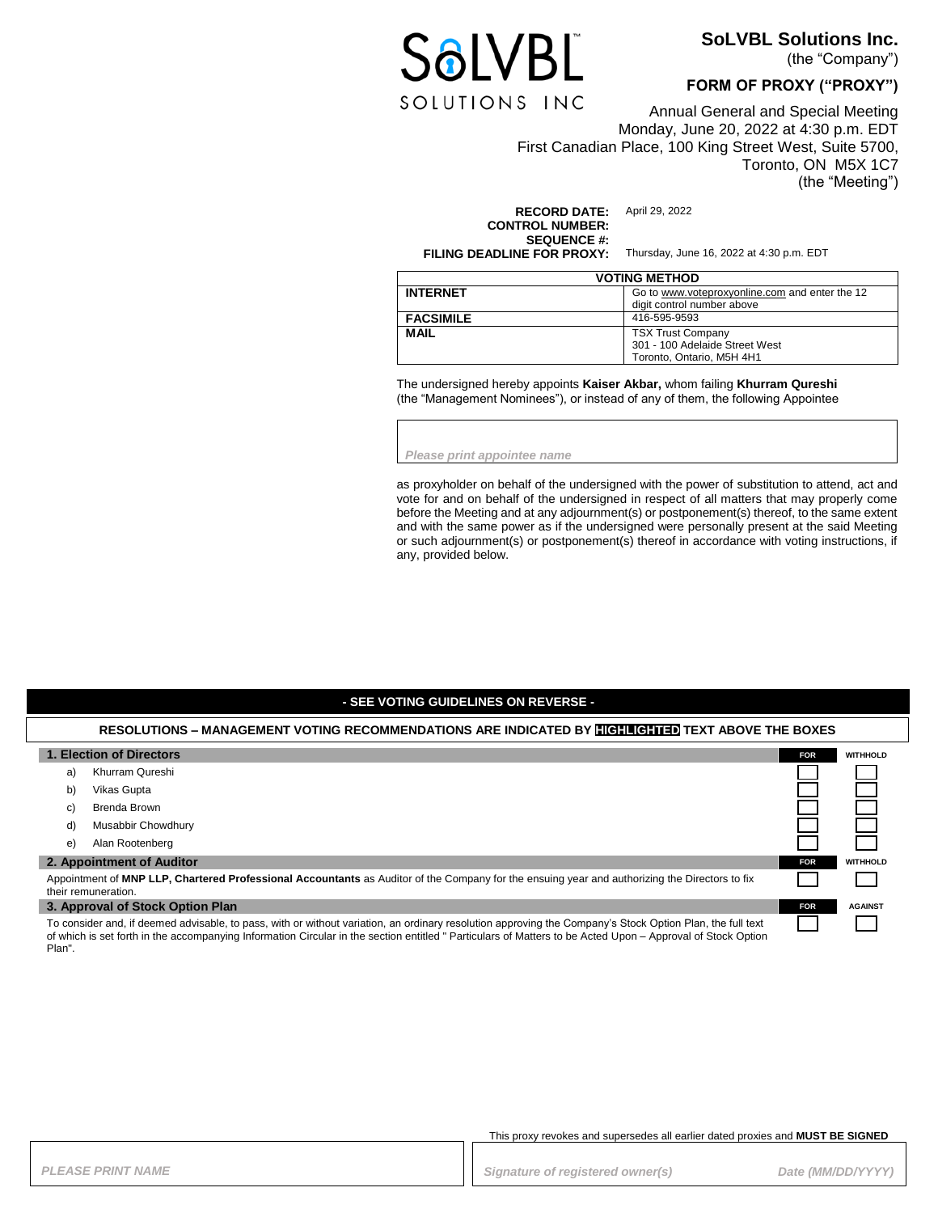SoLVBL SOLUTIONS INC

**SoLVBL Solutions Inc.**
(the "Company")

## FORM OF PROXY ("PROXY")

Annual General and Special Meeting
Monday, June 20, 2022 at 4:30 p.m. EDT
First Canadian Place, 100 King Street West, Suite 5700,
Toronto, ON M5X 1C7
(the "Meeting")

**RECORD DATE:** April 29, 2022
**CONTROL NUMBER:**
**SEQUENCE #:**
**FILING DEADLINE FOR PROXY:** Thursday, June 16, 2022 at 4:30 p.m. EDT

| VOTING METHOD | |
|---|---|
| **INTERNET** | Go to www.voteproxyonline.com and enter the 12 digit control number above |
| **FACSIMILE** | 416-595-9593 |
| **MAIL** | TSX Trust Company<br>301 - 100 Adelaide Street West<br>Toronto, Ontario, M5H 4H1 |

The undersigned hereby appoints **Kaiser Akbar,** whom failing **Khurram Qureshi** (the "Management Nominees"), or instead of any of them, the following Appointee

*Please print appointee name*

as proxyholder on behalf of the undersigned with the power of substitution to attend, act and vote for and on behalf of the undersigned in respect of all matters that may properly come before the Meeting and at any adjournment(s) or postponement(s) thereof, to the same extent and with the same power as if the undersigned were personally present at the said Meeting or such adjournment(s) or postponement(s) thereof in accordance with voting instructions, if any, provided below.

**- SEE VOTING GUIDELINES ON REVERSE -**

**RESOLUTIONS – MANAGEMENT VOTING RECOMMENDATIONS ARE INDICATED BY HIGHLIGHTED TEXT ABOVE THE BOXES**

| **1. Election of Directors** | FOR | WITHHOLD |
|---|---|---|
| a) Khurram Qureshi | ☐ | ☐ |
| b) Vikas Gupta | ☐ | ☐ |
| c) Brenda Brown | ☐ | ☐ |
| d) Musabbir Chowdhury | ☐ | ☐ |
| e) Alan Rootenberg | ☐ | ☐ |

| **2. Appointment of Auditor** | FOR | WITHHOLD |
|---|---|---|
| Appointment of **MNP LLP, Chartered Professional Accountants** as Auditor of the Company for the ensuing year and authorizing the Directors to fix their remuneration. | ☐ | ☐ |

| **3. Approval of Stock Option Plan** | FOR | AGAINST |
|---|---|---|
| To consider and, if deemed advisable, to pass, with or without variation, an ordinary resolution approving the Company's Stock Option Plan, the full text of which is set forth in the accompanying Information Circular in the section entitled " Particulars of Matters to be Acted Upon – Approval of Stock Option Plan". | ☐ | ☐ |

This proxy revokes and supersedes all earlier dated proxies and **MUST BE SIGNED**

| *PLEASE PRINT NAME* | *Signature of registered owner(s)* | *Date (MM/DD/YYYY)* |
|---|---|---|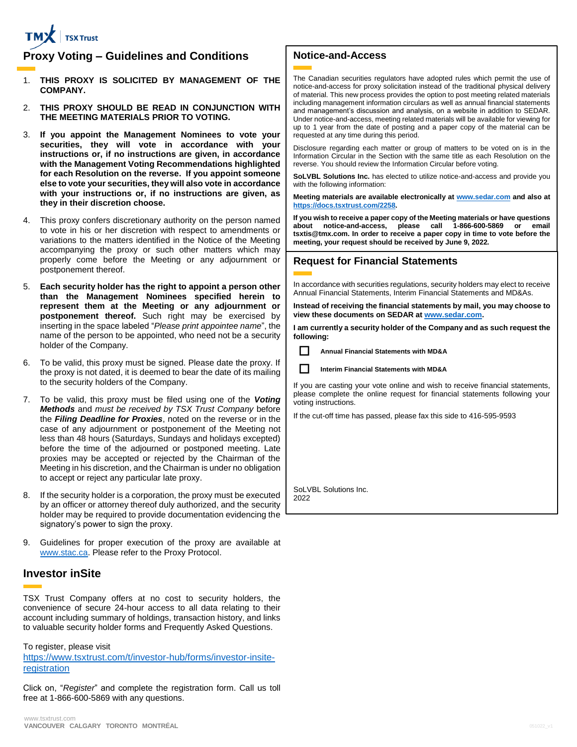# Proxy Voting – Guidelines and Conditions

1. **THIS PROXY IS SOLICITED BY MANAGEMENT OF THE COMPANY.**

2. **THIS PROXY SHOULD BE READ IN CONJUNCTION WITH THE MEETING MATERIALS PRIOR TO VOTING.**

3. **If you appoint the Management Nominees to vote your securities, they will vote in accordance with your instructions or, if no instructions are given, in accordance with the Management Voting Recommendations highlighted for each Resolution on the reverse. If you appoint someone else to vote your securities, they will also vote in accordance with your instructions or, if no instructions are given, as they in their discretion choose.**

4. This proxy confers discretionary authority on the person named to vote in his or her discretion with respect to amendments or variations to the matters identified in the Notice of the Meeting accompanying the proxy or such other matters which may properly come before the Meeting or any adjournment or postponement thereof.

5. **Each security holder has the right to appoint a person other than the Management Nominees specified herein to represent them at the Meeting or any adjournment or postponement thereof.** Such right may be exercised by inserting in the space labeled "*Please print appointee name*", the name of the person to be appointed, who need not be a security holder of the Company.

6. To be valid, this proxy must be signed. Please date the proxy. If the proxy is not dated, it is deemed to bear the date of its mailing to the security holders of the Company.

7. To be valid, this proxy must be filed using one of the ***Voting Methods*** and *must be received by TSX Trust Company* before the ***Filing Deadline for Proxies***, noted on the reverse or in the case of any adjournment or postponement of the Meeting not less than 48 hours (Saturdays, Sundays and holidays excepted) before the time of the adjourned or postponed meeting. Late proxies may be accepted or rejected by the Chairman of the Meeting in his discretion, and the Chairman is under no obligation to accept or reject any particular late proxy.

8. If the security holder is a corporation, the proxy must be executed by an officer or attorney thereof duly authorized, and the security holder may be required to provide documentation evidencing the signatory's power to sign the proxy.

9. Guidelines for proper execution of the proxy are available at www.stac.ca. Please refer to the Proxy Protocol.

## Investor inSite

TSX Trust Company offers at no cost to security holders, the convenience of secure 24-hour access to all data relating to their account including summary of holdings, transaction history, and links to valuable security holder forms and Frequently Asked Questions.

To register, please visit
https://www.tsxtrust.com/t/investor-hub/forms/investor-insite-registration

Click on, "*Register*" and complete the registration form. Call us toll free at 1-866-600-5869 with any questions.

## Notice-and-Access

The Canadian securities regulators have adopted rules which permit the use of notice-and-access for proxy solicitation instead of the traditional physical delivery of material. This new process provides the option to post meeting related materials including management information circulars as well as annual financial statements and management's discussion and analysis, on a website in addition to SEDAR. Under notice-and-access, meeting related materials will be available for viewing for up to 1 year from the date of posting and a paper copy of the material can be requested at any time during this period.

Disclosure regarding each matter or group of matters to be voted on is in the Information Circular in the Section with the same title as each Resolution on the reverse. You should review the Information Circular before voting.

**SoLVBL Solutions Inc.** has elected to utilize notice-and-access and provide you with the following information:

**Meeting materials are available electronically at www.sedar.com and also at https://docs.tsxtrust.com/2258.**

**If you wish to receive a paper copy of the Meeting materials or have questions about notice-and-access, please call 1-866-600-5869 or email tsxtis@tmx.com. In order to receive a paper copy in time to vote before the meeting, your request should be received by June 9, 2022.**

## Request for Financial Statements

In accordance with securities regulations, security holders may elect to receive Annual Financial Statements, Interim Financial Statements and MD&As.

**Instead of receiving the financial statements by mail, you may choose to view these documents on SEDAR at www.sedar.com.**

**I am currently a security holder of the Company and as such request the following:**

- ☐ **Annual Financial Statements with MD&A**
- ☐ **Interim Financial Statements with MD&A**

If you are casting your vote online and wish to receive financial statements, please complete the online request for financial statements following your voting instructions.

If the cut-off time has passed, please fax this side to 416-595-9593

SoLVBL Solutions Inc.
2022